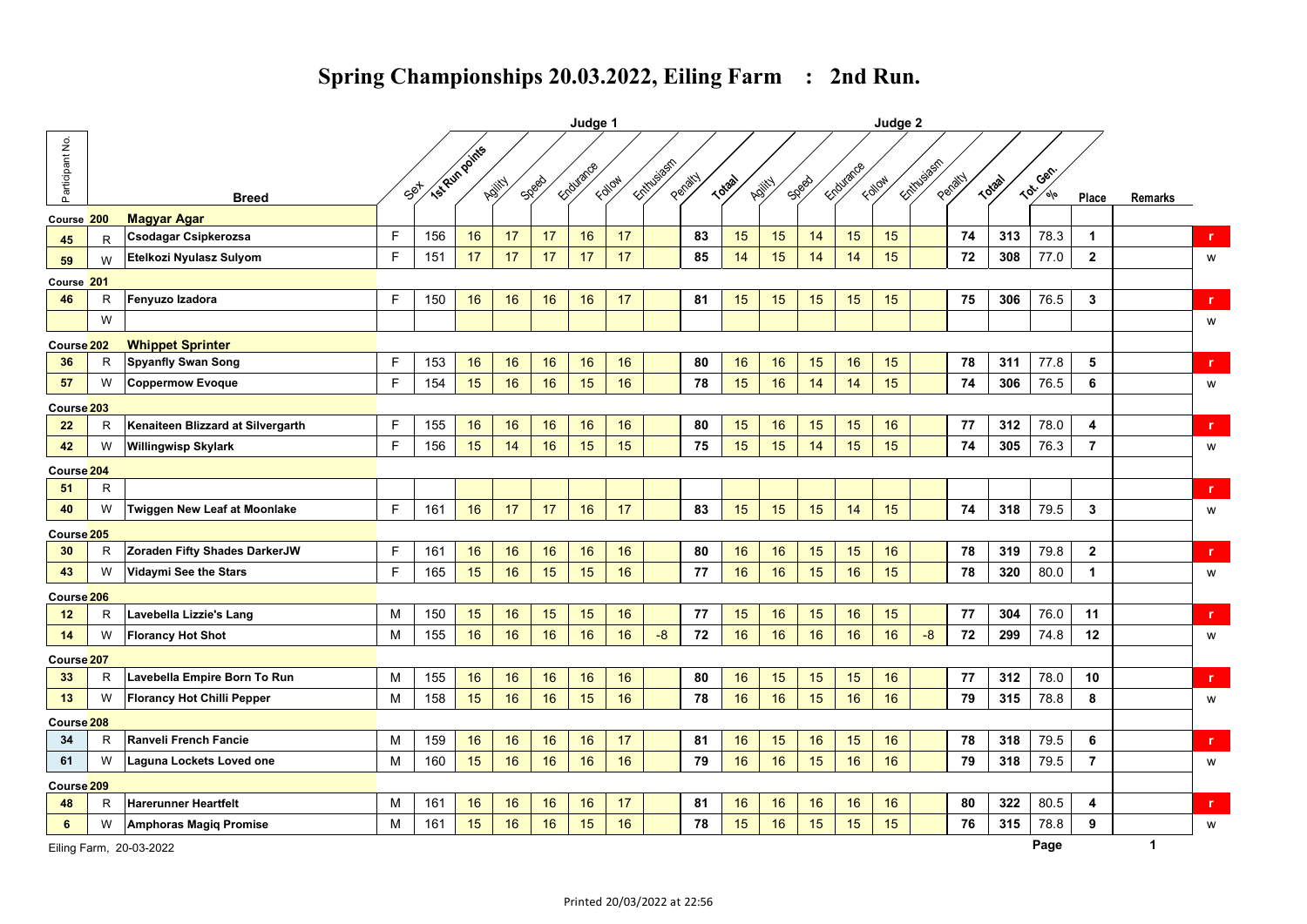# Spring Championships 20.03.2022, Eiling Farm : 2nd Run.

| Participant No. | | Breed | Sex | 1st Run points | Judge 1 Agility | Judge 1 Speed | Judge 1 Endurance | Judge 1 Follow | Judge 1 Enthusiasm | Judge 1 Penalty | Judge 1 Totaal | Judge 2 Agility | Judge 2 Speed | Judge 2 Endurance | Judge 2 Follow | Judge 2 Enthusiasm | Judge 2 Penalty | Judge 2 Totaal | Tot. Gen. | % | Place | Remarks | |
|---|---|---|---|---|---|---|---|---|---|---|---|---|---|---|---|---|---|---|---|---|---|---|---|
| Course 200 | | **Magyar Agar** | | | | | | | | | | | | | | | | | | | | | |
| 45 | R | Csodagar Csipkerozsa | F | 156 | 16 | 17 | 17 | 16 | 17 | | 83 | 15 | 15 | 14 | 15 | 15 | | 74 | 313 | 78.3 | 1 | | r |
| 59 | W | Etelkozi Nyulasz Sulyom | F | 151 | 17 | 17 | 17 | 17 | 17 | | 85 | 14 | 15 | 14 | 14 | 15 | | 72 | 308 | 77.0 | 2 | | w |
| Course 201 | | | | | | | | | | | | | | | | | | | | | | | |
| 46 | R | Fenyuzo Izadora | F | 150 | 16 | 16 | 16 | 16 | 17 | | 81 | 15 | 15 | 15 | 15 | 15 | | 75 | 306 | 76.5 | 3 | | r |
| | W | | | | | | | | | | | | | | | | | | | | | | w |
| Course 202 | | **Whippet Sprinter** | | | | | | | | | | | | | | | | | | | | | |
| 36 | R | Spyanfly Swan Song | F | 153 | 16 | 16 | 16 | 16 | 16 | | 80 | 16 | 16 | 15 | 16 | 15 | | 78 | 311 | 77.8 | 5 | | r |
| 57 | W | Coppermow Evoque | F | 154 | 15 | 16 | 16 | 15 | 16 | | 78 | 15 | 16 | 14 | 14 | 15 | | 74 | 306 | 76.5 | 6 | | w |
| Course 203 | | | | | | | | | | | | | | | | | | | | | | | |
| 22 | R | Kenaiteen Blizzard at Silvergarth | F | 155 | 16 | 16 | 16 | 16 | 16 | | 80 | 15 | 16 | 15 | 15 | 16 | | 77 | 312 | 78.0 | 4 | | r |
| 42 | W | Willingwisp Skylark | F | 156 | 15 | 14 | 16 | 15 | 15 | | 75 | 15 | 15 | 14 | 15 | 15 | | 74 | 305 | 76.3 | 7 | | w |
| Course 204 | | | | | | | | | | | | | | | | | | | | | | | |
| 51 | R | | | | | | | | | | | | | | | | | | | | | | r |
| 40 | W | Twiggen New Leaf at Moonlake | F | 161 | 16 | 17 | 17 | 16 | 17 | | 83 | 15 | 15 | 15 | 14 | 15 | | 74 | 318 | 79.5 | 3 | | w |
| Course 205 | | | | | | | | | | | | | | | | | | | | | | | |
| 30 | R | Zoraden Fifty Shades DarkerJW | F | 161 | 16 | 16 | 16 | 16 | 16 | | 80 | 16 | 16 | 15 | 15 | 16 | | 78 | 319 | 79.8 | 2 | | r |
| 43 | W | Vidaymi See the Stars | F | 165 | 15 | 16 | 15 | 15 | 16 | | 77 | 16 | 16 | 15 | 16 | 15 | | 78 | 320 | 80.0 | 1 | | w |
| Course 206 | | | | | | | | | | | | | | | | | | | | | | | |
| 12 | R | Lavebella Lizzie's Lang | M | 150 | 15 | 16 | 15 | 15 | 16 | | 77 | 15 | 16 | 15 | 16 | 15 | | 77 | 304 | 76.0 | 11 | | r |
| 14 | W | Florancy Hot Shot | M | 155 | 16 | 16 | 16 | 16 | 16 | -8 | 72 | 16 | 16 | 16 | 16 | 16 | -8 | 72 | 299 | 74.8 | 12 | | w |
| Course 207 | | | | | | | | | | | | | | | | | | | | | | | |
| 33 | R | Lavebella Empire Born To Run | M | 155 | 16 | 16 | 16 | 16 | 16 | | 80 | 16 | 15 | 15 | 15 | 16 | | 77 | 312 | 78.0 | 10 | | r |
| 13 | W | Florancy Hot Chilli Pepper | M | 158 | 15 | 16 | 16 | 15 | 16 | | 78 | 16 | 16 | 15 | 16 | 16 | | 79 | 315 | 78.8 | 8 | | w |
| Course 208 | | | | | | | | | | | | | | | | | | | | | | | |
| 34 | R | Ranveli French Fancie | M | 159 | 16 | 16 | 16 | 16 | 17 | | 81 | 16 | 15 | 16 | 15 | 16 | | 78 | 318 | 79.5 | 6 | | r |
| 61 | W | Laguna Lockets Loved one | M | 160 | 15 | 16 | 16 | 16 | 16 | | 79 | 16 | 16 | 15 | 16 | 16 | | 79 | 318 | 79.5 | 7 | | w |
| Course 209 | | | | | | | | | | | | | | | | | | | | | | | |
| 48 | R | Harerunner Heartfelt | M | 161 | 16 | 16 | 16 | 16 | 17 | | 81 | 16 | 16 | 16 | 16 | 16 | | 80 | 322 | 80.5 | 4 | | r |
| 6 | W | Amphoras Magiq Promise | M | 161 | 15 | 16 | 16 | 15 | 16 | | 78 | 15 | 16 | 15 | 15 | 15 | | 76 | 315 | 78.8 | 9 | | w |

Eiling Farm, 20-03-2022

Printed 20/03/2022 at 22:56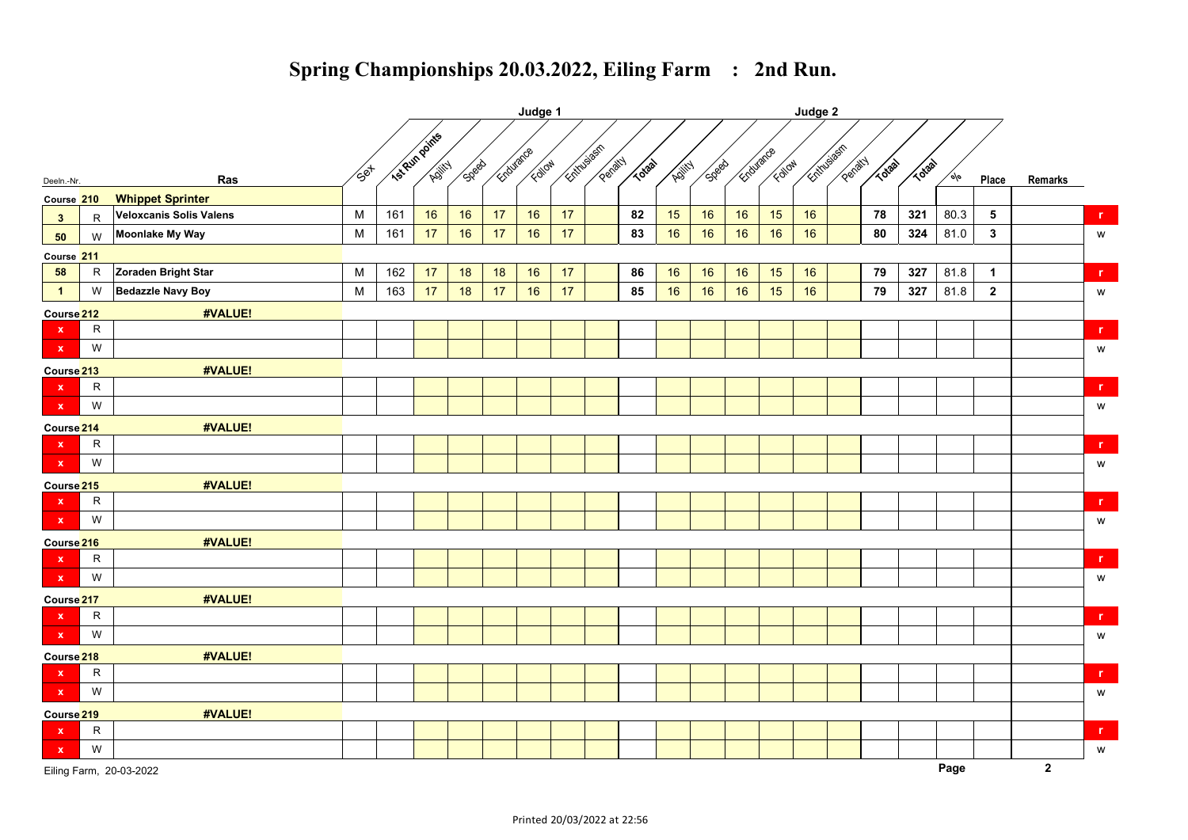# Spring Championships 20.03.2022, Eiling Farm : 2nd Run.

| Deeln.-Nr. | | Ras | Sex | 1st Run points | Judge 1 Agility | Speed | Endurance | Follow | Enthusiasm | Penalty | Totaal | Judge 2 Agility | Speed | Endurance | Follow | Enthusiasm | Penalty | Totaal | Totaal | % | Place | Remarks | |
|---|---|---|---|---|---|---|---|---|---|---|---|---|---|---|---|---|---|---|---|---|---|---|---|
| Course 210 | | Whippet Sprinter | | | | | | | | | | | | | | | | | | | | | |
| 3 | R | Veloxcanis Solis Valens | M | 161 | 16 | 16 | 17 | 16 | 17 | | 82 | 15 | 16 | 16 | 15 | 16 | | 78 | 321 | 80.3 | 5 | | r |
| 50 | W | Moonlake My Way | M | 161 | 17 | 16 | 17 | 16 | 17 | | 83 | 16 | 16 | 16 | 16 | 16 | | 80 | 324 | 81.0 | 3 | | w |
| Course 211 | | | | | | | | | | | | | | | | | | | | | | | |
| 58 | R | Zoraden Bright Star | M | 162 | 17 | 18 | 18 | 16 | 17 | | 86 | 16 | 16 | 16 | 15 | 16 | | 79 | 327 | 81.8 | 1 | | r |
| 1 | W | Bedazzle Navy Boy | M | 163 | 17 | 18 | 17 | 16 | 17 | | 85 | 16 | 16 | 16 | 15 | 16 | | 79 | 327 | 81.8 | 2 | | w |
| Course 212 | | #VALUE! | | | | | | | | | | | | | | | | | | | | | |
| x | R | | | | | | | | | | | | | | | | | | | | | | r |
| x | W | | | | | | | | | | | | | | | | | | | | | | w |
| Course 213 | | #VALUE! | | | | | | | | | | | | | | | | | | | | | |
| x | R | | | | | | | | | | | | | | | | | | | | | | r |
| x | W | | | | | | | | | | | | | | | | | | | | | | w |
| Course 214 | | #VALUE! | | | | | | | | | | | | | | | | | | | | | |
| x | R | | | | | | | | | | | | | | | | | | | | | | r |
| x | W | | | | | | | | | | | | | | | | | | | | | | w |
| Course 215 | | #VALUE! | | | | | | | | | | | | | | | | | | | | | |
| x | R | | | | | | | | | | | | | | | | | | | | | | r |
| x | W | | | | | | | | | | | | | | | | | | | | | | w |
| Course 216 | | #VALUE! | | | | | | | | | | | | | | | | | | | | | |
| x | R | | | | | | | | | | | | | | | | | | | | | | r |
| x | W | | | | | | | | | | | | | | | | | | | | | | w |
| Course 217 | | #VALUE! | | | | | | | | | | | | | | | | | | | | | |
| x | R | | | | | | | | | | | | | | | | | | | | | | r |
| x | W | | | | | | | | | | | | | | | | | | | | | | w |
| Course 218 | | #VALUE! | | | | | | | | | | | | | | | | | | | | | |
| x | R | | | | | | | | | | | | | | | | | | | | | | r |
| x | W | | | | | | | | | | | | | | | | | | | | | | w |
| Course 219 | | #VALUE! | | | | | | | | | | | | | | | | | | | | | |
| x | R | | | | | | | | | | | | | | | | | | | | | | r |
| x | W | | | | | | | | | | | | | | | | | | | | | | w |

Eiling Farm, 20-03-2022

Printed 20/03/2022 at 22:56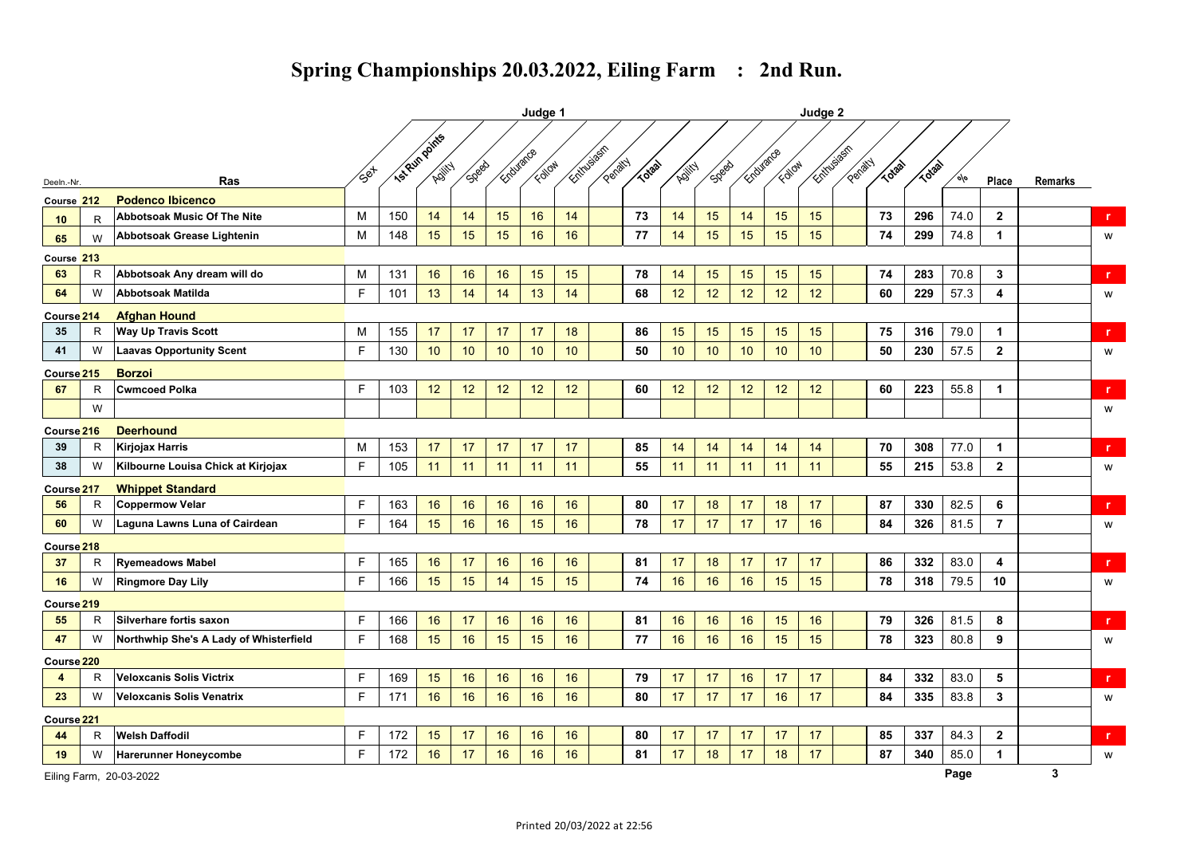# Spring Championships 20.03.2022, Eiling Farm : 2nd Run.

| Deeln.-Nr. | | Ras | Sex | 1st Run points | Judge 1 Agility | Speed | Endurance | Follow | Enthusiasm | Penalty | Totaal | Judge 2 Agility | Speed | Endurance | Follow | Enthusiasm | Penalty | Totaal | Totaal | % | Place | Remarks | |
|---|---|---|---|---|---|---|---|---|---|---|---|---|---|---|---|---|---|---|---|---|---|---|---|
| Course 212 | | Podenco Ibicenco | | | | | | | | | | | | | | | | | | | | | |
| 10 | R | Abbotsoak Music Of The Nite | M | 150 | 14 | 14 | 15 | 16 | 14 | | 73 | 14 | 15 | 14 | 15 | 15 | | 73 | 296 | 74.0 | 2 | | r |
| 65 | W | Abbotsoak Grease Lightenin | M | 148 | 15 | 15 | 15 | 16 | 16 | | 77 | 14 | 15 | 15 | 15 | 15 | | 74 | 299 | 74.8 | 1 | | w |
| Course 213 | | | | | | | | | | | | | | | | | | | | | | | |
| 63 | R | Abbotsoak Any dream will do | M | 131 | 16 | 16 | 16 | 15 | 15 | | 78 | 14 | 15 | 15 | 15 | 15 | | 74 | 283 | 70.8 | 3 | | r |
| 64 | W | Abbotsoak Matilda | F | 101 | 13 | 14 | 14 | 13 | 14 | | 68 | 12 | 12 | 12 | 12 | 12 | | 60 | 229 | 57.3 | 4 | | w |
| Course 214 | | Afghan Hound | | | | | | | | | | | | | | | | | | | | | |
| 35 | R | Way Up Travis Scott | M | 155 | 17 | 17 | 17 | 17 | 18 | | 86 | 15 | 15 | 15 | 15 | 15 | | 75 | 316 | 79.0 | 1 | | r |
| 41 | W | Laavas Opportunity Scent | F | 130 | 10 | 10 | 10 | 10 | 10 | | 50 | 10 | 10 | 10 | 10 | 10 | | 50 | 230 | 57.5 | 2 | | w |
| Course 215 | | Borzoi | | | | | | | | | | | | | | | | | | | | | |
| 67 | R | Cwmcoed Polka | F | 103 | 12 | 12 | 12 | 12 | 12 | | 60 | 12 | 12 | 12 | 12 | 12 | | 60 | 223 | 55.8 | 1 | | r |
| | W | | | | | | | | | | | | | | | | | | | | | | w |
| Course 216 | | Deerhound | | | | | | | | | | | | | | | | | | | | | |
| 39 | R | Kirjojax Harris | M | 153 | 17 | 17 | 17 | 17 | 17 | | 85 | 14 | 14 | 14 | 14 | 14 | | 70 | 308 | 77.0 | 1 | | r |
| 38 | W | Kilbourne Louisa Chick at Kirjojax | F | 105 | 11 | 11 | 11 | 11 | 11 | | 55 | 11 | 11 | 11 | 11 | 11 | | 55 | 215 | 53.8 | 2 | | w |
| Course 217 | | Whippet Standard | | | | | | | | | | | | | | | | | | | | | |
| 56 | R | Coppermow Velar | F | 163 | 16 | 16 | 16 | 16 | 16 | | 80 | 17 | 18 | 17 | 18 | 17 | | 87 | 330 | 82.5 | 6 | | r |
| 60 | W | Laguna Lawns Luna of Cairdean | F | 164 | 15 | 16 | 16 | 15 | 16 | | 78 | 17 | 17 | 17 | 17 | 16 | | 84 | 326 | 81.5 | 7 | | w |
| Course 218 | | | | | | | | | | | | | | | | | | | | | | | |
| 37 | R | Ryemeadows Mabel | F | 165 | 16 | 17 | 16 | 16 | 16 | | 81 | 17 | 18 | 17 | 17 | 17 | | 86 | 332 | 83.0 | 4 | | r |
| 16 | W | Ringmore Day Lily | F | 166 | 15 | 15 | 14 | 15 | 15 | | 74 | 16 | 16 | 16 | 15 | 15 | | 78 | 318 | 79.5 | 10 | | w |
| Course 219 | | | | | | | | | | | | | | | | | | | | | | | |
| 55 | R | Silverhare fortis saxon | F | 166 | 16 | 17 | 16 | 16 | 16 | | 81 | 16 | 16 | 16 | 15 | 16 | | 79 | 326 | 81.5 | 8 | | r |
| 47 | W | Northwhip She's A Lady of Whisterfield | F | 168 | 15 | 16 | 15 | 15 | 16 | | 77 | 16 | 16 | 16 | 15 | 15 | | 78 | 323 | 80.8 | 9 | | w |
| Course 220 | | | | | | | | | | | | | | | | | | | | | | | |
| 4 | R | Veloxcanis Solis Victrix | F | 169 | 15 | 16 | 16 | 16 | 16 | | 79 | 17 | 17 | 16 | 17 | 17 | | 84 | 332 | 83.0 | 5 | | r |
| 23 | W | Veloxcanis Solis Venatrix | F | 171 | 16 | 16 | 16 | 16 | 16 | | 80 | 17 | 17 | 17 | 16 | 17 | | 84 | 335 | 83.8 | 3 | | w |
| Course 221 | | | | | | | | | | | | | | | | | | | | | | | |
| 44 | R | Welsh Daffodil | F | 172 | 15 | 17 | 16 | 16 | 16 | | 80 | 17 | 17 | 17 | 17 | 17 | | 85 | 337 | 84.3 | 2 | | r |
| 19 | W | Harerunner Honeycombe | F | 172 | 16 | 17 | 16 | 16 | 16 | | 81 | 17 | 18 | 17 | 18 | 17 | | 87 | 340 | 85.0 | 1 | | w |

Eiling Farm, 20-03-2022

Printed 20/03/2022 at 22:56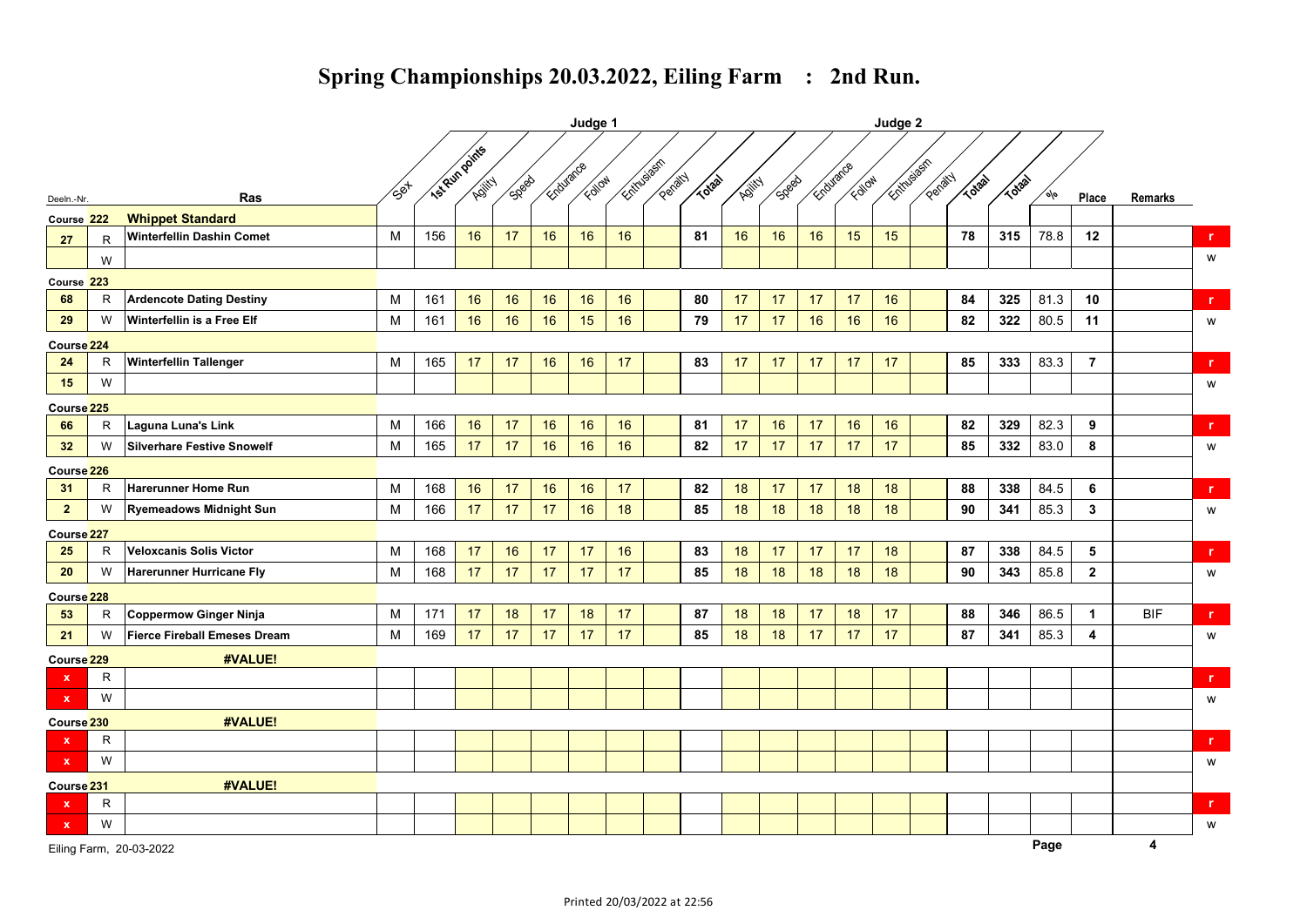# Spring Championships 20.03.2022, Eiling Farm : 2nd Run.

| Deeln.-Nr. | | Ras | Sex | 1st Run points | Judge 1 Agility | Speed | Endurance | Follow | Enthusiasm | Penalty | Totaal | Judge 2 Agility | Speed | Endurance | Follow | Enthusiasm | Penalty | Totaal | Totaal | % | Place | Remarks | |
|---|---|---|---|---|---|---|---|---|---|---|---|---|---|---|---|---|---|---|---|---|---|---|---|
| Course 222 | | **Whippet Standard** | | | | | | | | | | | | | | | | | | | | | |
| 27 | R | Winterfellin Dashin Comet | M | 156 | 16 | 17 | 16 | 16 | 16 | | 81 | 16 | 16 | 16 | 15 | 15 | | 78 | 315 | 78.8 | 12 | | r |
| | W | | | | | | | | | | | | | | | | | | | | | | w |
| Course 223 | | | | | | | | | | | | | | | | | | | | | | | |
| 68 | R | Ardencote Dating Destiny | M | 161 | 16 | 16 | 16 | 16 | 16 | | 80 | 17 | 17 | 17 | 17 | 16 | | 84 | 325 | 81.3 | 10 | | r |
| 29 | W | Winterfellin is a Free Elf | M | 161 | 16 | 16 | 16 | 15 | 16 | | 79 | 17 | 17 | 16 | 16 | 16 | | 82 | 322 | 80.5 | 11 | | w |
| Course 224 | | | | | | | | | | | | | | | | | | | | | | | |
| 24 | R | Winterfellin Tallenger | M | 165 | 17 | 17 | 16 | 16 | 17 | | 83 | 17 | 17 | 17 | 17 | 17 | | 85 | 333 | 83.3 | 7 | | r |
| 15 | W | | | | | | | | | | | | | | | | | | | | | | w |
| Course 225 | | | | | | | | | | | | | | | | | | | | | | | |
| 66 | R | Laguna Luna's Link | M | 166 | 16 | 17 | 16 | 16 | 16 | | 81 | 17 | 16 | 17 | 16 | 16 | | 82 | 329 | 82.3 | 9 | | r |
| 32 | W | Silverhare Festive Snowelf | M | 165 | 17 | 17 | 16 | 16 | 16 | | 82 | 17 | 17 | 17 | 17 | 17 | | 85 | 332 | 83.0 | 8 | | w |
| Course 226 | | | | | | | | | | | | | | | | | | | | | | | |
| 31 | R | Harerunner Home Run | M | 168 | 16 | 17 | 16 | 16 | 17 | | 82 | 18 | 17 | 17 | 18 | 18 | | 88 | 338 | 84.5 | 6 | | r |
| 2 | W | Ryemeadows Midnight Sun | M | 166 | 17 | 17 | 17 | 16 | 18 | | 85 | 18 | 18 | 18 | 18 | 18 | | 90 | 341 | 85.3 | 3 | | w |
| Course 227 | | | | | | | | | | | | | | | | | | | | | | | |
| 25 | R | Veloxcanis Solis Victor | M | 168 | 17 | 16 | 17 | 17 | 16 | | 83 | 18 | 17 | 17 | 17 | 18 | | 87 | 338 | 84.5 | 5 | | r |
| 20 | W | Harerunner Hurricane Fly | M | 168 | 17 | 17 | 17 | 17 | 17 | | 85 | 18 | 18 | 18 | 18 | 18 | | 90 | 343 | 85.8 | 2 | | w |
| Course 228 | | | | | | | | | | | | | | | | | | | | | | | |
| 53 | R | Coppermow Ginger Ninja | M | 171 | 17 | 18 | 17 | 18 | 17 | | 87 | 18 | 18 | 17 | 18 | 17 | | 88 | 346 | 86.5 | 1 | BIF | r |
| 21 | W | Fierce Fireball Emeses Dream | M | 169 | 17 | 17 | 17 | 17 | 17 | | 85 | 18 | 18 | 17 | 17 | 17 | | 87 | 341 | 85.3 | 4 | | w |
| Course 229 | | **#VALUE!** | | | | | | | | | | | | | | | | | | | | | |
| x | R | | | | | | | | | | | | | | | | | | | | | | r |
| x | W | | | | | | | | | | | | | | | | | | | | | | w |
| Course 230 | | **#VALUE!** | | | | | | | | | | | | | | | | | | | | | |
| x | R | | | | | | | | | | | | | | | | | | | | | | r |
| x | W | | | | | | | | | | | | | | | | | | | | | | w |
| Course 231 | | **#VALUE!** | | | | | | | | | | | | | | | | | | | | | |
| x | R | | | | | | | | | | | | | | | | | | | | | | r |
| x | W | | | | | | | | | | | | | | | | | | | | | | w |

Eiling Farm, 20-03-2022

Printed 20/03/2022 at 22:56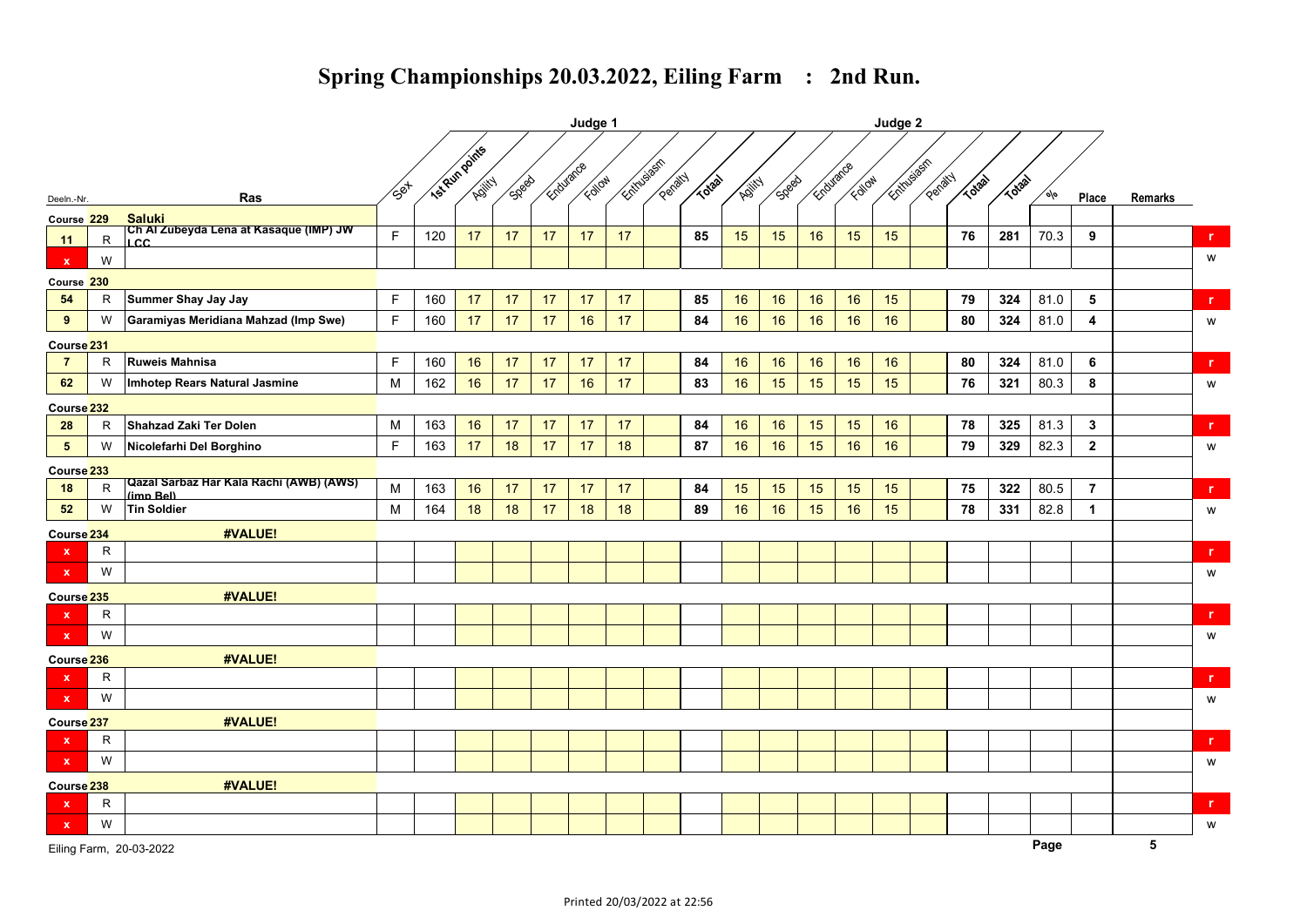# Spring Championships 20.03.2022, Eiling Farm : 2nd Run.

| Deeln.-Nr. | | Ras | Sex | 1st Run points | Judge 1 Agility | Speed | Endurance | Follow | Enthusiasm | Penalty | Totaal | Judge 2 Agility | Speed | Endurance | Follow | Enthusiasm | Penalty | Totaal | Totaal | % | Place | Remarks | |
|---|---|---|---|---|---|---|---|---|---|---|---|---|---|---|---|---|---|---|---|---|---|---|---|
| Course 229 | | Saluki | | | | | | | | | | | | | | | | | | | | | |
| 11 | R | Ch Al Zubeyda Lena at Kasaque (IMP) JW LCC | F | 120 | 17 | 17 | 17 | 17 | 17 | | 85 | 15 | 15 | 16 | 15 | 15 | | 76 | 281 | 70.3 | 9 | | r |
| x | W | | | | | | | | | | | | | | | | | | | | | | w |
| Course 230 | | | | | | | | | | | | | | | | | | | | | | | |
| 54 | R | Summer Shay Jay Jay | F | 160 | 17 | 17 | 17 | 17 | 17 | | 85 | 16 | 16 | 16 | 16 | 15 | | 79 | 324 | 81.0 | 5 | | r |
| 9 | W | Garamiyas Meridiana Mahzad (Imp Swe) | F | 160 | 17 | 17 | 17 | 16 | 17 | | 84 | 16 | 16 | 16 | 16 | 16 | | 80 | 324 | 81.0 | 4 | | w |
| Course 231 | | | | | | | | | | | | | | | | | | | | | | | |
| 7 | R | Ruweis Mahnisa | F | 160 | 16 | 17 | 17 | 17 | 17 | | 84 | 16 | 16 | 16 | 16 | 16 | | 80 | 324 | 81.0 | 6 | | r |
| 62 | W | Imhotep Rears Natural Jasmine | M | 162 | 16 | 17 | 17 | 16 | 17 | | 83 | 16 | 15 | 15 | 15 | 15 | | 76 | 321 | 80.3 | 8 | | w |
| Course 232 | | | | | | | | | | | | | | | | | | | | | | | |
| 28 | R | Shahzad Zaki Ter Dolen | M | 163 | 16 | 17 | 17 | 17 | 17 | | 84 | 16 | 16 | 15 | 15 | 16 | | 78 | 325 | 81.3 | 3 | | r |
| 5 | W | Nicolefarhi Del Borghino | F | 163 | 17 | 18 | 17 | 17 | 18 | | 87 | 16 | 16 | 15 | 16 | 16 | | 79 | 329 | 82.3 | 2 | | w |
| Course 233 | | | | | | | | | | | | | | | | | | | | | | | |
| 18 | R | Qazal Sarbaz Har Kala Rachi (AWB) (AWS) (imp Bel) | M | 163 | 16 | 17 | 17 | 17 | 17 | | 84 | 15 | 15 | 15 | 15 | 15 | | 75 | 322 | 80.5 | 7 | | r |
| 52 | W | Tin Soldier | M | 164 | 18 | 18 | 17 | 18 | 18 | | 89 | 16 | 16 | 15 | 16 | 15 | | 78 | 331 | 82.8 | 1 | | w |
| Course 234 | | #VALUE! | | | | | | | | | | | | | | | | | | | | | |
| x | R | | | | | | | | | | | | | | | | | | | | | | r |
| x | W | | | | | | | | | | | | | | | | | | | | | | w |
| Course 235 | | #VALUE! | | | | | | | | | | | | | | | | | | | | | |
| x | R | | | | | | | | | | | | | | | | | | | | | | r |
| x | W | | | | | | | | | | | | | | | | | | | | | | w |
| Course 236 | | #VALUE! | | | | | | | | | | | | | | | | | | | | | |
| x | R | | | | | | | | | | | | | | | | | | | | | | r |
| x | W | | | | | | | | | | | | | | | | | | | | | | w |
| Course 237 | | #VALUE! | | | | | | | | | | | | | | | | | | | | | |
| x | R | | | | | | | | | | | | | | | | | | | | | | r |
| x | W | | | | | | | | | | | | | | | | | | | | | | w |
| Course 238 | | #VALUE! | | | | | | | | | | | | | | | | | | | | | |
| x | R | | | | | | | | | | | | | | | | | | | | | | r |
| x | W | | | | | | | | | | | | | | | | | | | | | | w |

Eiling Farm, 20-03-2022

Printed 20/03/2022 at 22:56